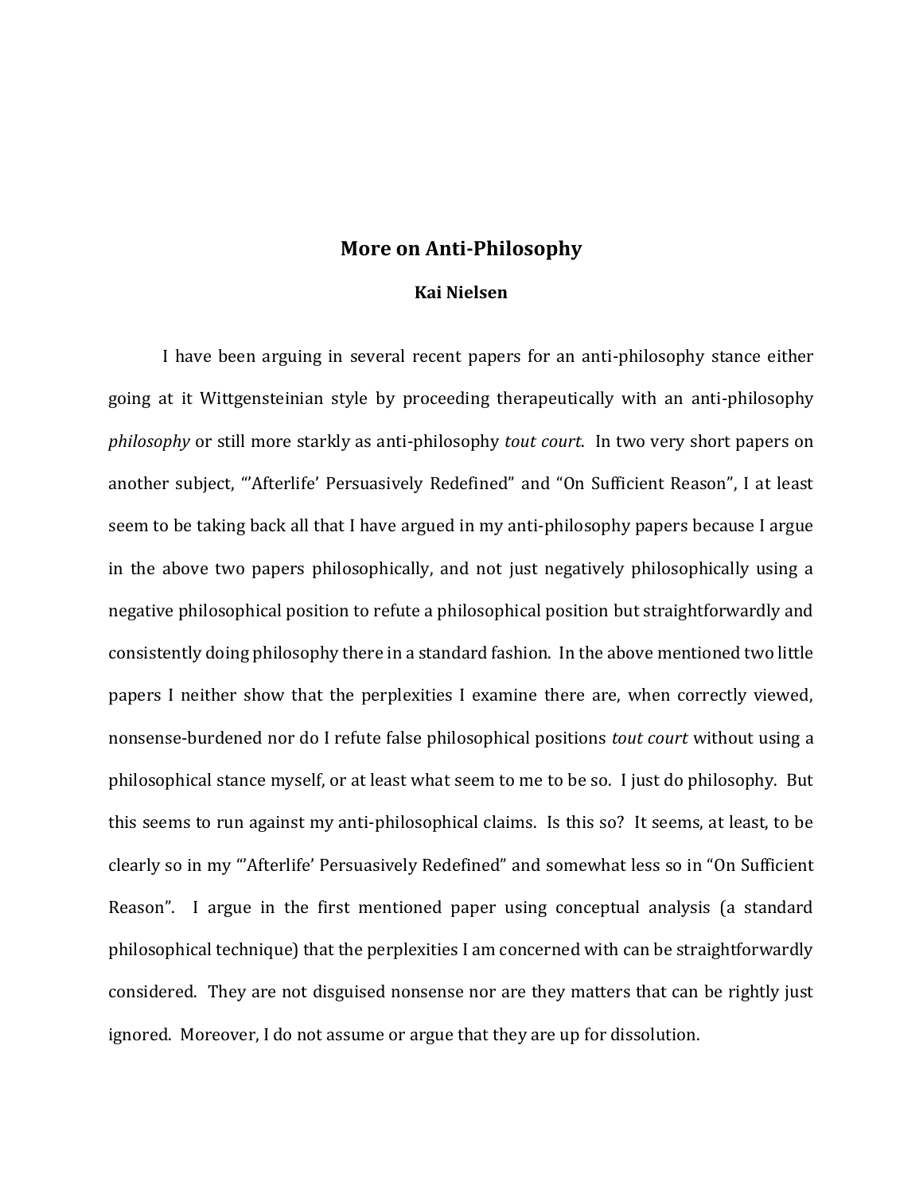# More on Anti-Philosophy

**Kai Nielsen**

I have been arguing in several recent papers for an anti-philosophy stance either going at it Wittgensteinian style by proceeding therapeutically with an anti-philosophy *philosophy* or still more starkly as anti-philosophy *tout court*. In two very short papers on another subject, "'Afterlife' Persuasively Redefined" and "On Sufficient Reason", I at least seem to be taking back all that I have argued in my anti-philosophy papers because I argue in the above two papers philosophically, and not just negatively philosophically using a negative philosophical position to refute a philosophical position but straightforwardly and consistently doing philosophy there in a standard fashion. In the above mentioned two little papers I neither show that the perplexities I examine there are, when correctly viewed, nonsense-burdened nor do I refute false philosophical positions *tout court* without using a philosophical stance myself, or at least what seem to me to be so. I just do philosophy. But this seems to run against my anti-philosophical claims. Is this so? It seems, at least, to be clearly so in my "'Afterlife' Persuasively Redefined" and somewhat less so in "On Sufficient Reason". I argue in the first mentioned paper using conceptual analysis (a standard philosophical technique) that the perplexities I am concerned with can be straightforwardly considered. They are not disguised nonsense nor are they matters that can be rightly just ignored. Moreover, I do not assume or argue that they are up for dissolution.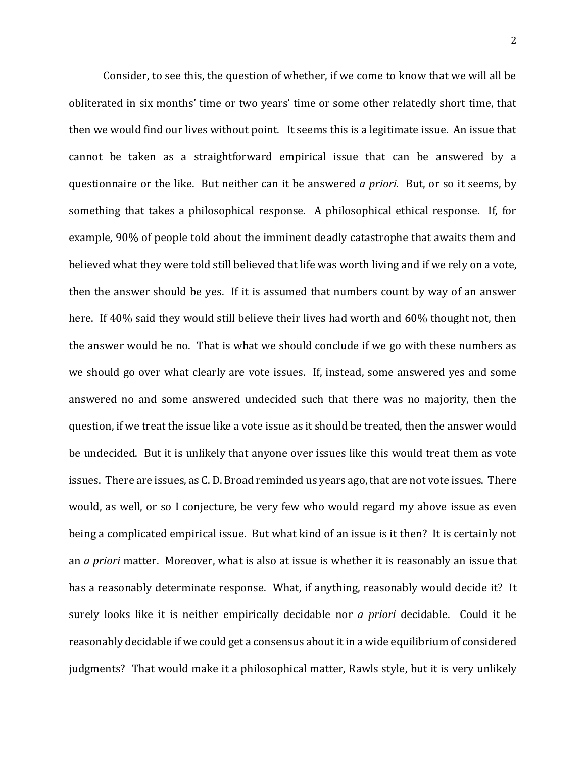Consider, to see this, the question of whether, if we come to know that we will all be obliterated in six months' time or two years' time or some other relatedly short time, that then we would find our lives without point. It seems this is a legitimate issue. An issue that cannot be taken as a straightforward empirical issue that can be answered by a questionnaire or the like. But neither can it be answered *a priori.* But, or so it seems, by something that takes a philosophical response. A philosophical ethical response. If, for example, 90% of people told about the imminent deadly catastrophe that awaits them and believed what they were told still believed that life was worth living and if we rely on a vote, then the answer should be yes. If it is assumed that numbers count by way of an answer here. If 40% said they would still believe their lives had worth and 60% thought not, then the answer would be no. That is what we should conclude if we go with these numbers as we should go over what clearly are vote issues. If, instead, some answered yes and some answered no and some answered undecided such that there was no majority, then the question, if we treat the issue like a vote issue as it should be treated, then the answer would be undecided. But it is unlikely that anyone over issues like this would treat them as vote issues. There are issues, as C. D. Broad reminded us years ago, that are not vote issues. There would, as well, or so I conjecture, be very few who would regard my above issue as even being a complicated empirical issue. But what kind of an issue is it then? It is certainly not an *a priori* matter. Moreover, what is also at issue is whether it is reasonably an issue that has a reasonably determinate response. What, if anything, reasonably would decide it? It surely looks like it is neither empirically decidable nor *a priori* decidable. Could it be reasonably decidable if we could get a consensus about it in a wide equilibrium of considered judgments? That would make it a philosophical matter, Rawls style, but it is very unlikely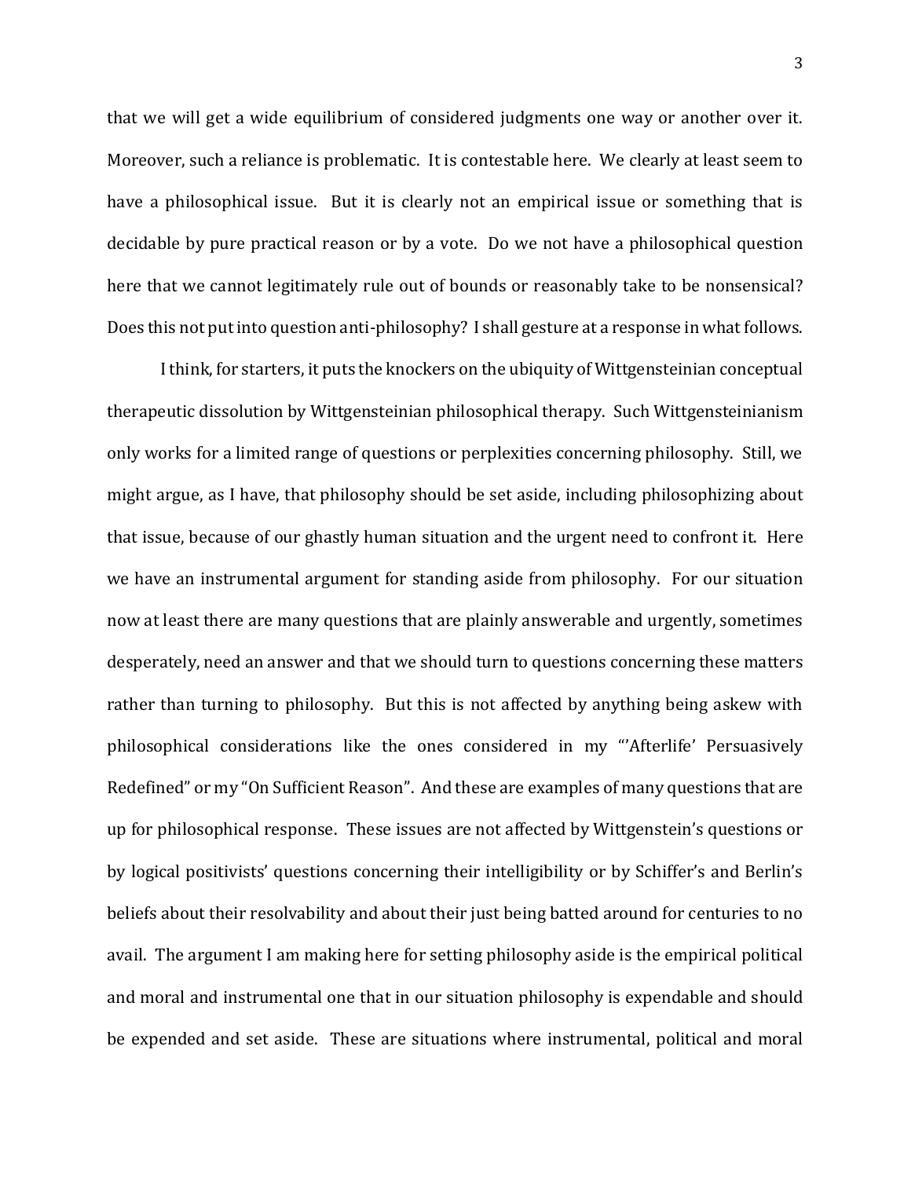that we will get a wide equilibrium of considered judgments one way or another over it. Moreover, such a reliance is problematic. It is contestable here. We clearly at least seem to have a philosophical issue. But it is clearly not an empirical issue or something that is decidable by pure practical reason or by a vote. Do we not have a philosophical question here that we cannot legitimately rule out of bounds or reasonably take to be nonsensical? Does this not put into question anti-philosophy? I shall gesture at a response in what follows.

I think, for starters, it puts the knockers on the ubiquity of Wittgensteinian conceptual therapeutic dissolution by Wittgensteinian philosophical therapy. Such Wittgensteinianism only works for a limited range of questions or perplexities concerning philosophy. Still, we might argue, as I have, that philosophy should be set aside, including philosophizing about that issue, because of our ghastly human situation and the urgent need to confront it. Here we have an instrumental argument for standing aside from philosophy. For our situation now at least there are many questions that are plainly answerable and urgently, sometimes desperately, need an answer and that we should turn to questions concerning these matters rather than turning to philosophy. But this is not affected by anything being askew with philosophical considerations like the ones considered in my "'Afterlife' Persuasively Redefined" or my "On Sufficient Reason". And these are examples of many questions that are up for philosophical response. These issues are not affected by Wittgenstein's questions or by logical positivists' questions concerning their intelligibility or by Schiffer's and Berlin's beliefs about their resolvability and about their just being batted around for centuries to no avail. The argument I am making here for setting philosophy aside is the empirical political and moral and instrumental one that in our situation philosophy is expendable and should be expended and set aside. These are situations where instrumental, political and moral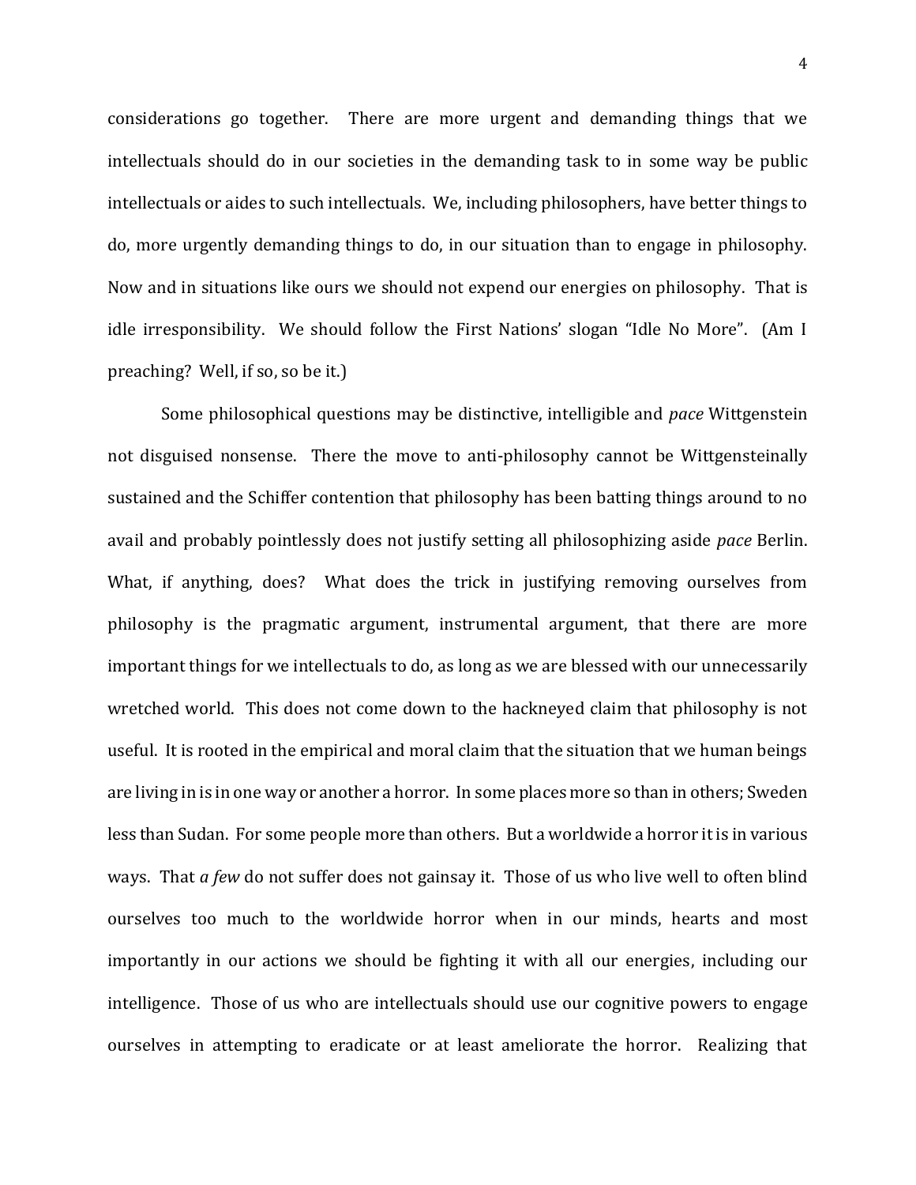considerations go together. There are more urgent and demanding things that we intellectuals should do in our societies in the demanding task to in some way be public intellectuals or aides to such intellectuals. We, including philosophers, have better things to do, more urgently demanding things to do, in our situation than to engage in philosophy. Now and in situations like ours we should not expend our energies on philosophy. That is idle irresponsibility. We should follow the First Nations' slogan "Idle No More". (Am I preaching? Well, if so, so be it.)

Some philosophical questions may be distinctive, intelligible and *pace* Wittgenstein not disguised nonsense. There the move to anti-philosophy cannot be Wittgensteinally sustained and the Schiffer contention that philosophy has been batting things around to no avail and probably pointlessly does not justify setting all philosophizing aside *pace* Berlin. What, if anything, does? What does the trick in justifying removing ourselves from philosophy is the pragmatic argument, instrumental argument, that there are more important things for we intellectuals to do, as long as we are blessed with our unnecessarily wretched world. This does not come down to the hackneyed claim that philosophy is not useful. It is rooted in the empirical and moral claim that the situation that we human beings are living in is in one way or another a horror. In some places more so than in others; Sweden less than Sudan. For some people more than others. But a worldwide a horror it is in various ways. That *a few* do not suffer does not gainsay it. Those of us who live well to often blind ourselves too much to the worldwide horror when in our minds, hearts and most importantly in our actions we should be fighting it with all our energies, including our intelligence. Those of us who are intellectuals should use our cognitive powers to engage ourselves in attempting to eradicate or at least ameliorate the horror. Realizing that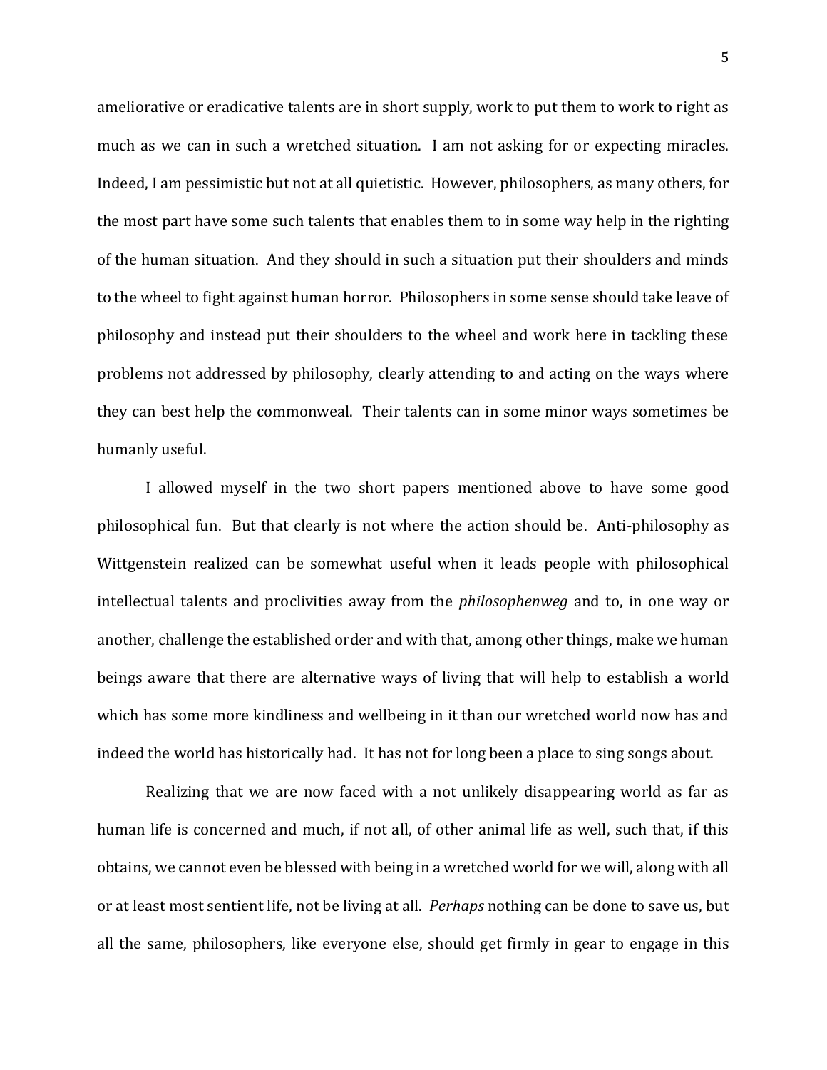ameliorative or eradicative talents are in short supply, work to put them to work to right as much as we can in such a wretched situation. I am not asking for or expecting miracles. Indeed, I am pessimistic but not at all quietistic. However, philosophers, as many others, for the most part have some such talents that enables them to in some way help in the righting of the human situation. And they should in such a situation put their shoulders and minds to the wheel to fight against human horror. Philosophers in some sense should take leave of philosophy and instead put their shoulders to the wheel and work here in tackling these problems not addressed by philosophy, clearly attending to and acting on the ways where they can best help the commonweal. Their talents can in some minor ways sometimes be humanly useful.

I allowed myself in the two short papers mentioned above to have some good philosophical fun. But that clearly is not where the action should be. Anti-philosophy as Wittgenstein realized can be somewhat useful when it leads people with philosophical intellectual talents and proclivities away from the *philosophenweg* and to, in one way or another, challenge the established order and with that, among other things, make we human beings aware that there are alternative ways of living that will help to establish a world which has some more kindliness and wellbeing in it than our wretched world now has and indeed the world has historically had. It has not for long been a place to sing songs about.

Realizing that we are now faced with a not unlikely disappearing world as far as human life is concerned and much, if not all, of other animal life as well, such that, if this obtains, we cannot even be blessed with being in a wretched world for we will, along with all or at least most sentient life, not be living at all. *Perhaps* nothing can be done to save us, but all the same, philosophers, like everyone else, should get firmly in gear to engage in this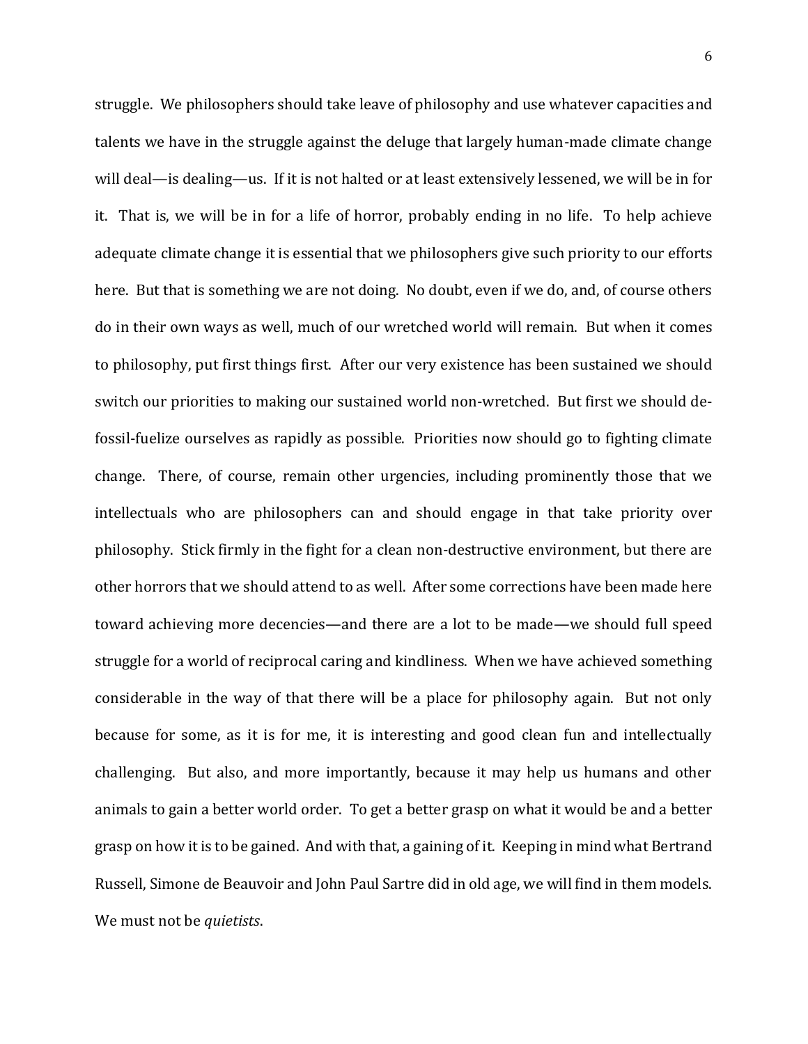struggle. We philosophers should take leave of philosophy and use whatever capacities and talents we have in the struggle against the deluge that largely human-made climate change will deal—is dealing—us. If it is not halted or at least extensively lessened, we will be in for it. That is, we will be in for a life of horror, probably ending in no life. To help achieve adequate climate change it is essential that we philosophers give such priority to our efforts here. But that is something we are not doing. No doubt, even if we do, and, of course others do in their own ways as well, much of our wretched world will remain. But when it comes to philosophy, put first things first. After our very existence has been sustained we should switch our priorities to making our sustained world non-wretched. But first we should de-fossil-fuelize ourselves as rapidly as possible. Priorities now should go to fighting climate change. There, of course, remain other urgencies, including prominently those that we intellectuals who are philosophers can and should engage in that take priority over philosophy. Stick firmly in the fight for a clean non-destructive environment, but there are other horrors that we should attend to as well. After some corrections have been made here toward achieving more decencies—and there are a lot to be made—we should full speed struggle for a world of reciprocal caring and kindliness. When we have achieved something considerable in the way of that there will be a place for philosophy again. But not only because for some, as it is for me, it is interesting and good clean fun and intellectually challenging. But also, and more importantly, because it may help us humans and other animals to gain a better world order. To get a better grasp on what it would be and a better grasp on how it is to be gained. And with that, a gaining of it. Keeping in mind what Bertrand Russell, Simone de Beauvoir and John Paul Sartre did in old age, we will find in them models. We must not be *quietists*.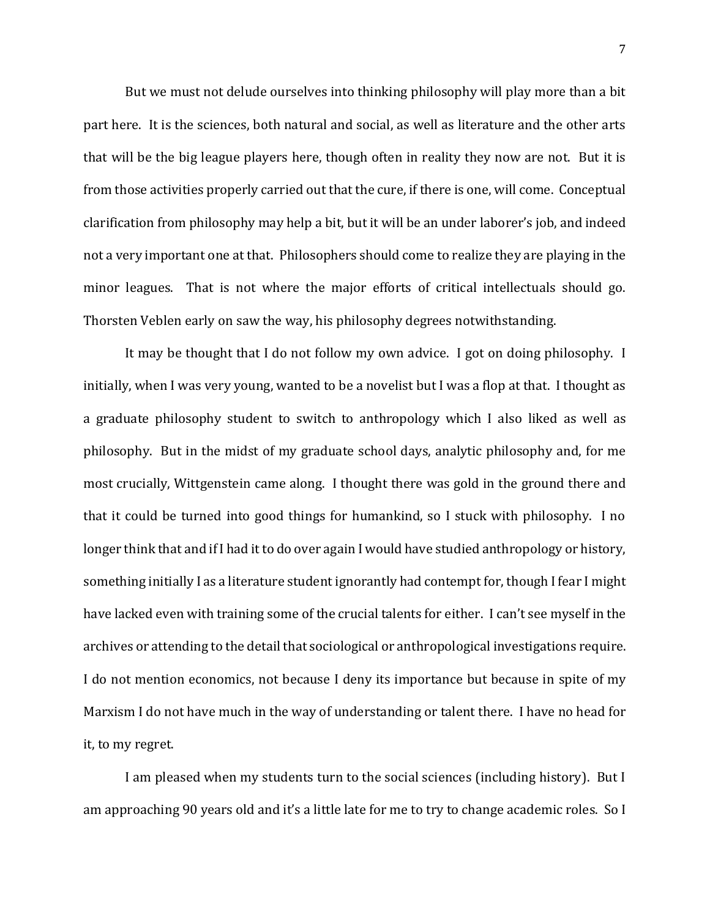But we must not delude ourselves into thinking philosophy will play more than a bit part here. It is the sciences, both natural and social, as well as literature and the other arts that will be the big league players here, though often in reality they now are not. But it is from those activities properly carried out that the cure, if there is one, will come. Conceptual clarification from philosophy may help a bit, but it will be an under laborer's job, and indeed not a very important one at that. Philosophers should come to realize they are playing in the minor leagues. That is not where the major efforts of critical intellectuals should go. Thorsten Veblen early on saw the way, his philosophy degrees notwithstanding.

It may be thought that I do not follow my own advice. I got on doing philosophy. I initially, when I was very young, wanted to be a novelist but I was a flop at that. I thought as a graduate philosophy student to switch to anthropology which I also liked as well as philosophy. But in the midst of my graduate school days, analytic philosophy and, for me most crucially, Wittgenstein came along. I thought there was gold in the ground there and that it could be turned into good things for humankind, so I stuck with philosophy. I no longer think that and if I had it to do over again I would have studied anthropology or history, something initially I as a literature student ignorantly had contempt for, though I fear I might have lacked even with training some of the crucial talents for either. I can't see myself in the archives or attending to the detail that sociological or anthropological investigations require. I do not mention economics, not because I deny its importance but because in spite of my Marxism I do not have much in the way of understanding or talent there. I have no head for it, to my regret.

I am pleased when my students turn to the social sciences (including history). But I am approaching 90 years old and it's a little late for me to try to change academic roles. So I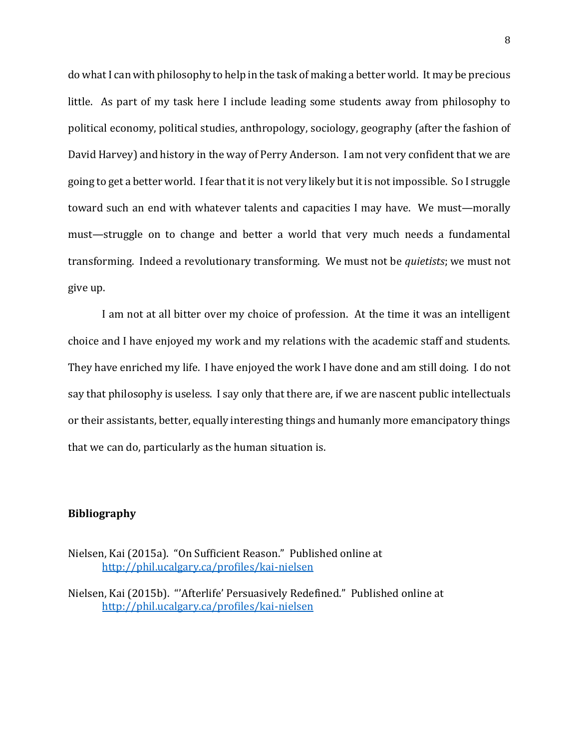do what I can with philosophy to help in the task of making a better world. It may be precious little. As part of my task here I include leading some students away from philosophy to political economy, political studies, anthropology, sociology, geography (after the fashion of David Harvey) and history in the way of Perry Anderson. I am not very confident that we are going to get a better world. I fear that it is not very likely but it is not impossible. So I struggle toward such an end with whatever talents and capacities I may have. We must—morally must—struggle on to change and better a world that very much needs a fundamental transforming. Indeed a revolutionary transforming. We must not be *quietists*; we must not give up.

I am not at all bitter over my choice of profession. At the time it was an intelligent choice and I have enjoyed my work and my relations with the academic staff and students. They have enriched my life. I have enjoyed the work I have done and am still doing. I do not say that philosophy is useless. I say only that there are, if we are nascent public intellectuals or their assistants, better, equally interesting things and humanly more emancipatory things that we can do, particularly as the human situation is.

## Bibliography

Nielsen, Kai (2015a). "On Sufficient Reason." Published online at http://phil.ucalgary.ca/profiles/kai-nielsen

Nielsen, Kai (2015b). "'Afterlife' Persuasively Redefined." Published online at http://phil.ucalgary.ca/profiles/kai-nielsen